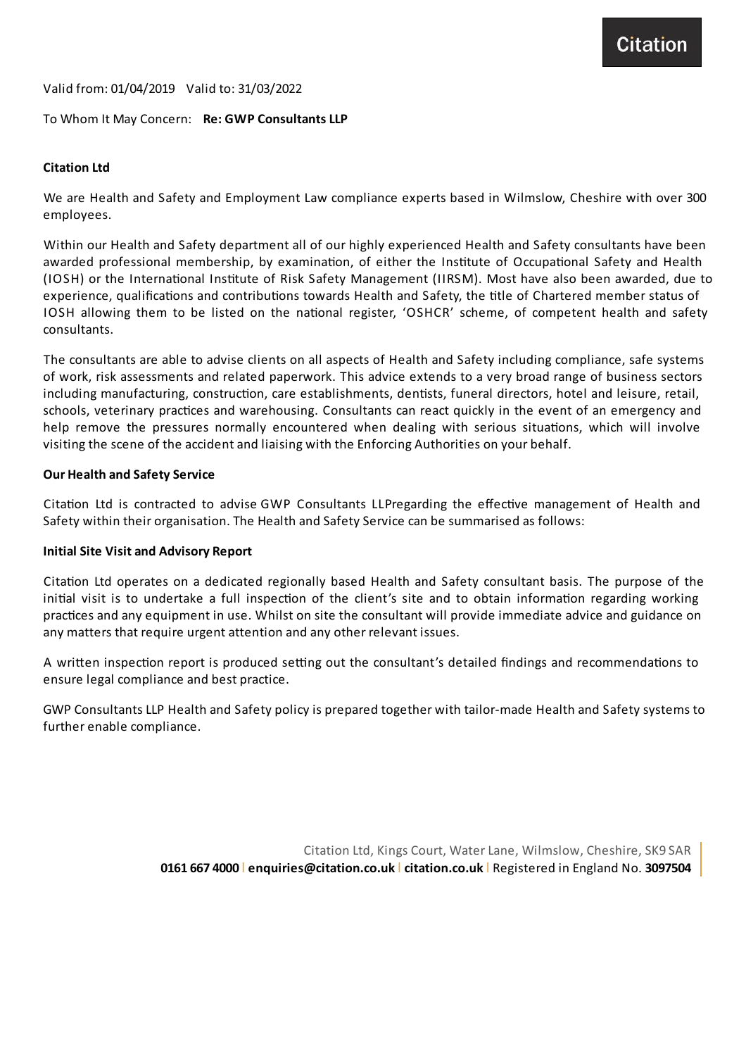Valid from: 01/04/2019 Valid to: 31/03/2022

To Whom It May Concern: **Re: GWP Consultants LLP**

**Citation Ltd**

We are Health and Safety and Employment Law compliance experts based in Wilmslow, Cheshire with over 300 employees.

Within our Health and Safety department all of our highly experienced Health and Safety consultants have been awarded professional membership, by examination, of either the Institute of Occupational Safety and Health (IOSH) or the International Institute of Risk Safety Management (IIRSM). Most have also been awarded, due to experience, qualifications and contributions towards Health and Safety, the title of Chartered member status of IOSH allowing them to be listed on the national register, 'OSHCR' scheme, of competent health and safety consultants.

The consultants are able to advise clients on all aspects of Health and Safety including compliance, safe systems of work, risk assessments and related paperwork. This advice extends to a very broad range of business sectors including manufacturing, construction, care establishments, dentists, funeral directors, hotel and leisure, retail, schools, veterinary practices and warehousing. Consultants can react quickly in the event of an emergency and help remove the pressures normally encountered when dealing with serious situations, which will involve visiting the scene of the accident and liaising with the Enforcing Authorities on your behalf.

**Our Health and Safety Service**

Citation Ltd is contracted to advise GWP Consultants LLPregarding the effective management of Health and Safety within their organisation. The Health and Safety Service can be summarised as follows:

**Initial Site Visit and Advisory Report**

Citation Ltd operates on a dedicated regionally based Health and Safety consultant basis. The purpose of the initial visit is to undertake a full inspection of the client's site and to obtain information regarding working practices and any equipment in use. Whilst on site the consultant will provide immediate advice and guidance on any matters that require urgent attention and any other relevant issues.

A written inspection report is produced setting out the consultant's detailed findings and recommendations to ensure legal compliance and best practice.

GWP Consultants LLP Health and Safety policy is prepared together with tailor-made Health and Safety systems to further enable compliance.

Citation Ltd, Kings Court, Water Lane, Wilmslow, Cheshire, SK9 5AR
**0161 667 4000** | **enquiries@citation.co.uk** | **citation.co.uk** | Registered in England No. **3097504**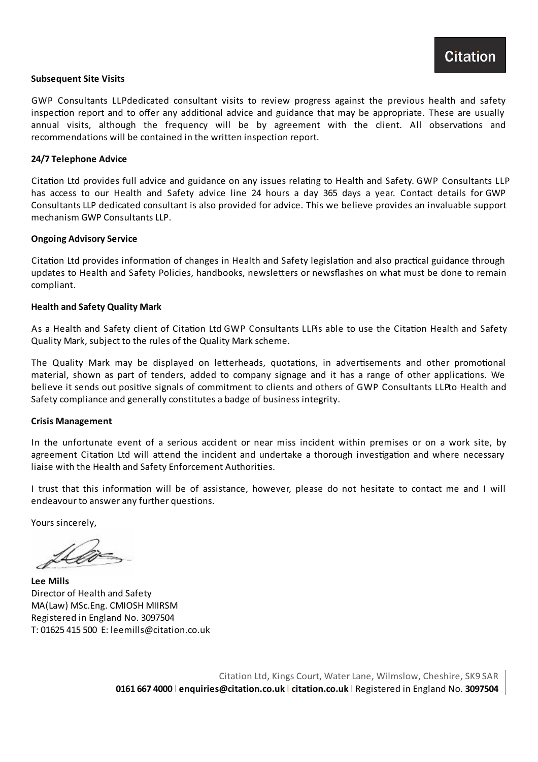**Subsequent Site Visits**

GWP Consultants LLPdedicated consultant visits to review progress against the previous health and safety inspection report and to offer any additional advice and guidance that may be appropriate. These are usually annual visits, although the frequency will be by agreement with the client. All observations and recommendations will be contained in the written inspection report.

**24/7 Telephone Advice**

Citation Ltd provides full advice and guidance on any issues relating to Health and Safety. GWP Consultants LLP has access to our Health and Safety advice line 24 hours a day 365 days a year. Contact details for GWP Consultants LLP dedicated consultant is also provided for advice. This we believe provides an invaluable support mechanism GWP Consultants LLP.

**Ongoing Advisory Service**

Citation Ltd provides information of changes in Health and Safety legislation and also practical guidance through updates to Health and Safety Policies, handbooks, newsletters or newsflashes on what must be done to remain compliant.

**Health and Safety Quality Mark**

As a Health and Safety client of Citation Ltd GWP Consultants LLPis able to use the Citation Health and Safety Quality Mark, subject to the rules of the Quality Mark scheme.

The Quality Mark may be displayed on letterheads, quotations, in advertisements and other promotional material, shown as part of tenders, added to company signage and it has a range of other applications. We believe it sends out positive signals of commitment to clients and others of GWP Consultants LLPto Health and Safety compliance and generally constitutes a badge of business integrity.

**Crisis Management**

In the unfortunate event of a serious accident or near miss incident within premises or on a work site, by agreement Citation Ltd will attend the incident and undertake a thorough investigation and where necessary liaise with the Health and Safety Enforcement Authorities.

I trust that this information will be of assistance, however, please do not hesitate to contact me and I will endeavour to answer any further questions.

Yours sincerely,

**Lee Mills**
Director of Health and Safety
MA(Law) MSc.Eng. CMIOSH MIIRSM
Registered in England No. 3097504
T: 01625 415 500 E: leemills@citation.co.uk

Citation Ltd, Kings Court, Water Lane, Wilmslow, Cheshire, SK9 SAR
**0161 667 4000** | **enquiries@citation.co.uk** | **citation.co.uk** | Registered in England No. **3097504**